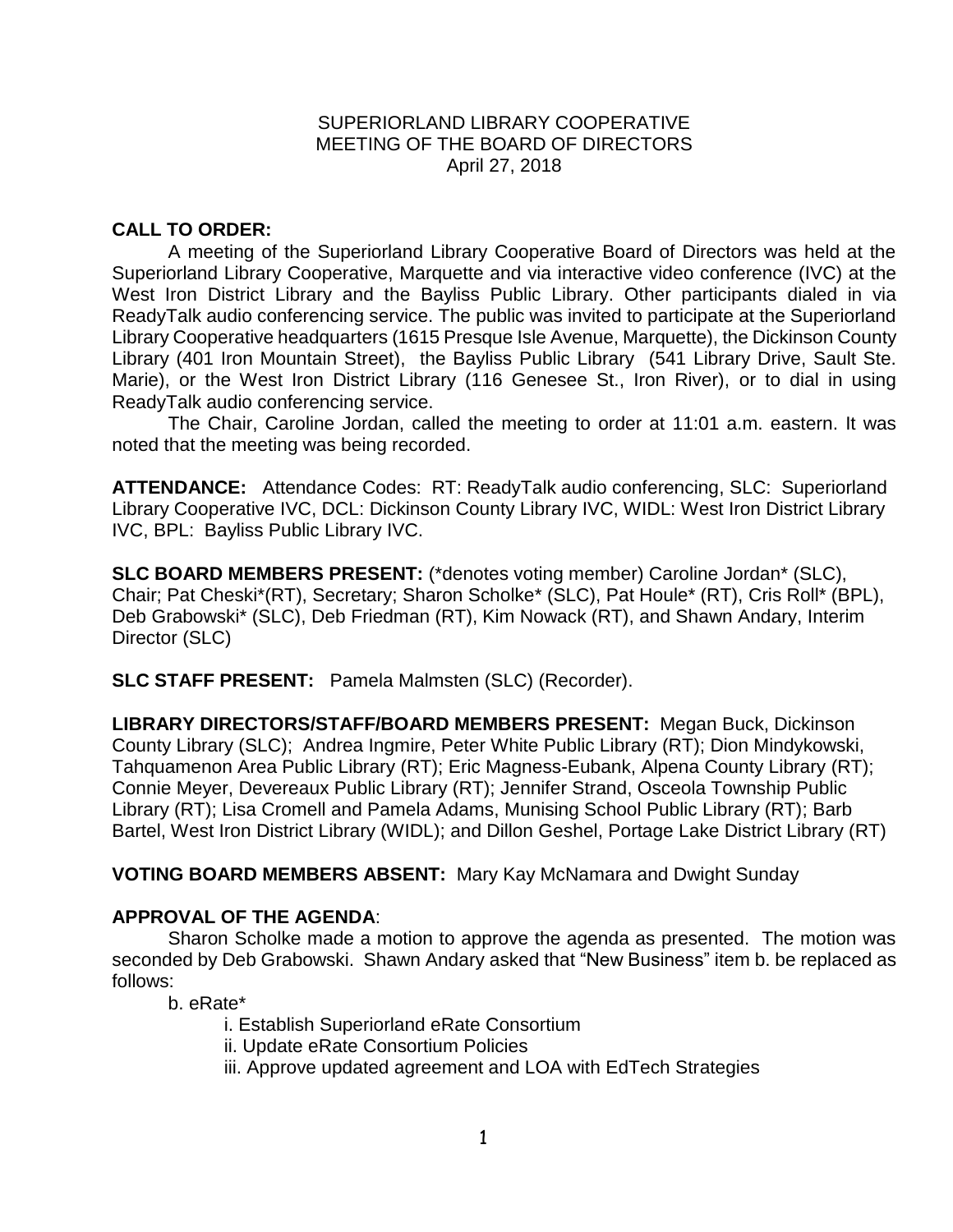SUPERIORLAND LIBRARY COOPERATIVE
MEETING OF THE BOARD OF DIRECTORS
April 27, 2018

**CALL TO ORDER:**

A meeting of the Superiorland Library Cooperative Board of Directors was held at the Superiorland Library Cooperative, Marquette and via interactive video conference (IVC) at the West Iron District Library and the Bayliss Public Library. Other participants dialed in via ReadyTalk audio conferencing service. The public was invited to participate at the Superiorland Library Cooperative headquarters (1615 Presque Isle Avenue, Marquette), the Dickinson County Library (401 Iron Mountain Street), the Bayliss Public Library (541 Library Drive, Sault Ste. Marie), or the West Iron District Library (116 Genesee St., Iron River), or to dial in using ReadyTalk audio conferencing service.

The Chair, Caroline Jordan, called the meeting to order at 11:01 a.m. eastern. It was noted that the meeting was being recorded.

**ATTENDANCE:** Attendance Codes: RT: ReadyTalk audio conferencing, SLC: Superiorland Library Cooperative IVC, DCL: Dickinson County Library IVC, WIDL: West Iron District Library IVC, BPL: Bayliss Public Library IVC.

**SLC BOARD MEMBERS PRESENT:** (*denotes voting member) Caroline Jordan* (SLC), Chair; Pat Cheski*(RT), Secretary; Sharon Scholke* (SLC), Pat Houle* (RT), Cris Roll* (BPL), Deb Grabowski* (SLC), Deb Friedman (RT), Kim Nowack (RT), and Shawn Andary, Interim Director (SLC)

**SLC STAFF PRESENT:** Pamela Malmsten (SLC) (Recorder).

**LIBRARY DIRECTORS/STAFF/BOARD MEMBERS PRESENT:** Megan Buck, Dickinson County Library (SLC); Andrea Ingmire, Peter White Public Library (RT); Dion Mindykowski, Tahquamenon Area Public Library (RT); Eric Magness-Eubank, Alpena County Library (RT); Connie Meyer, Devereaux Public Library (RT); Jennifer Strand, Osceola Township Public Library (RT); Lisa Cromell and Pamela Adams, Munising School Public Library (RT); Barb Bartel, West Iron District Library (WIDL); and Dillon Geshel, Portage Lake District Library (RT)

**VOTING BOARD MEMBERS ABSENT:** Mary Kay McNamara and Dwight Sunday

**APPROVAL OF THE AGENDA**:

Sharon Scholke made a motion to approve the agenda as presented. The motion was seconded by Deb Grabowski. Shawn Andary asked that "New Business" item b. be replaced as follows:

b. eRate*

i. Establish Superiorland eRate Consortium

ii. Update eRate Consortium Policies

iii. Approve updated agreement and LOA with EdTech Strategies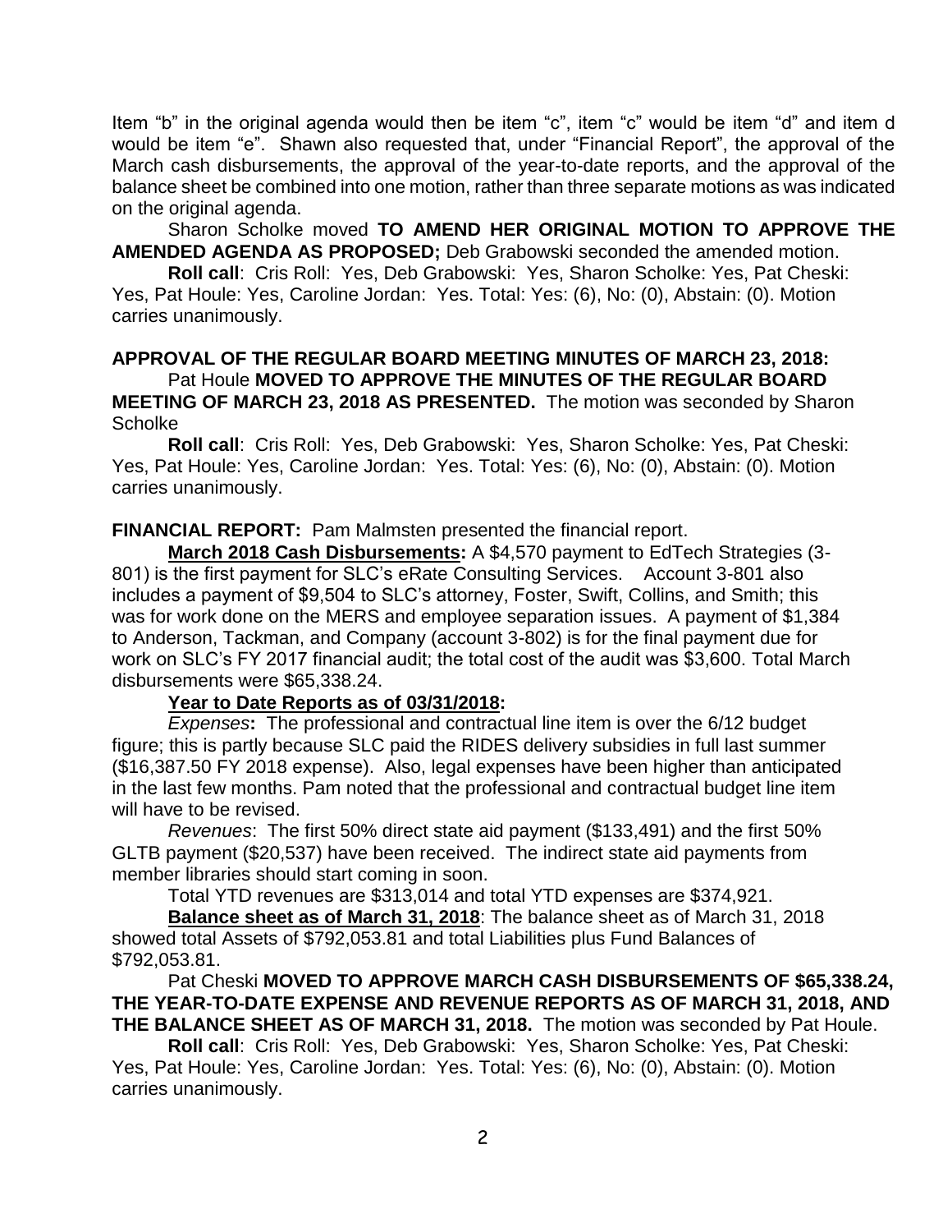Item "b" in the original agenda would then be item "c", item "c" would be item "d" and item d would be item "e". Shawn also requested that, under "Financial Report", the approval of the March cash disbursements, the approval of the year-to-date reports, and the approval of the balance sheet be combined into one motion, rather than three separate motions as was indicated on the original agenda.

Sharon Scholke moved **TO AMEND HER ORIGINAL MOTION TO APPROVE THE AMENDED AGENDA AS PROPOSED;** Deb Grabowski seconded the amended motion.

**Roll call**: Cris Roll: Yes, Deb Grabowski: Yes, Sharon Scholke: Yes, Pat Cheski: Yes, Pat Houle: Yes, Caroline Jordan: Yes. Total: Yes: (6), No: (0), Abstain: (0). Motion carries unanimously.

**APPROVAL OF THE REGULAR BOARD MEETING MINUTES OF MARCH 23, 2018:**

Pat Houle **MOVED TO APPROVE THE MINUTES OF THE REGULAR BOARD MEETING OF MARCH 23, 2018 AS PRESENTED.** The motion was seconded by Sharon Scholke

**Roll call**: Cris Roll: Yes, Deb Grabowski: Yes, Sharon Scholke: Yes, Pat Cheski: Yes, Pat Houle: Yes, Caroline Jordan: Yes. Total: Yes: (6), No: (0), Abstain: (0). Motion carries unanimously.

**FINANCIAL REPORT:** Pam Malmsten presented the financial report.

**March 2018 Cash Disbursements:** A $4,570 payment to EdTech Strategies (3-801) is the first payment for SLC's eRate Consulting Services. Account 3-801 also includes a payment of $9,504 to SLC's attorney, Foster, Swift, Collins, and Smith; this was for work done on the MERS and employee separation issues. A payment of $1,384 to Anderson, Tackman, and Company (account 3-802) is for the final payment due for work on SLC's FY 2017 financial audit; the total cost of the audit was $3,600. Total March disbursements were $65,338.24.

**Year to Date Reports as of 03/31/2018:**

*Expenses***:** The professional and contractual line item is over the 6/12 budget figure; this is partly because SLC paid the RIDES delivery subsidies in full last summer ($16,387.50 FY 2018 expense). Also, legal expenses have been higher than anticipated in the last few months. Pam noted that the professional and contractual budget line item will have to be revised.

*Revenues*: The first 50% direct state aid payment ($133,491) and the first 50% GLTB payment ($20,537) have been received. The indirect state aid payments from member libraries should start coming in soon.

Total YTD revenues are $313,014 and total YTD expenses are $374,921.

**Balance sheet as of March 31, 2018**: The balance sheet as of March 31, 2018 showed total Assets of $792,053.81 and total Liabilities plus Fund Balances of $792,053.81.

Pat Cheski **MOVED TO APPROVE MARCH CASH DISBURSEMENTS OF $65,338.24, THE YEAR-TO-DATE EXPENSE AND REVENUE REPORTS AS OF MARCH 31, 2018, AND THE BALANCE SHEET AS OF MARCH 31, 2018.** The motion was seconded by Pat Houle.

**Roll call**: Cris Roll: Yes, Deb Grabowski: Yes, Sharon Scholke: Yes, Pat Cheski: Yes, Pat Houle: Yes, Caroline Jordan: Yes. Total: Yes: (6), No: (0), Abstain: (0). Motion carries unanimously.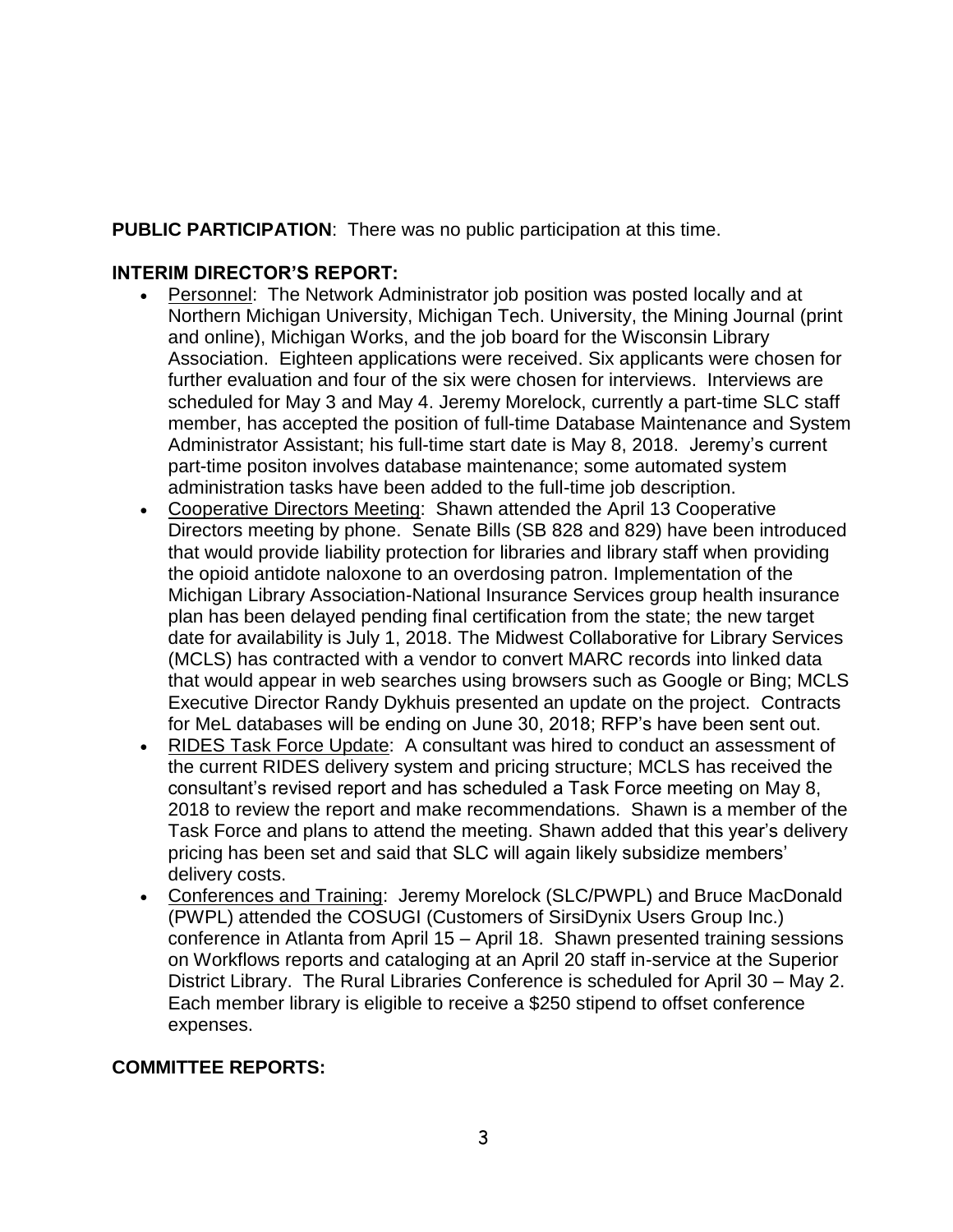**PUBLIC PARTICIPATION**: There was no public participation at this time.

**INTERIM DIRECTOR'S REPORT:**

- Personnel: The Network Administrator job position was posted locally and at Northern Michigan University, Michigan Tech. University, the Mining Journal (print and online), Michigan Works, and the job board for the Wisconsin Library Association. Eighteen applications were received. Six applicants were chosen for further evaluation and four of the six were chosen for interviews. Interviews are scheduled for May 3 and May 4. Jeremy Morelock, currently a part-time SLC staff member, has accepted the position of full-time Database Maintenance and System Administrator Assistant; his full-time start date is May 8, 2018. Jeremy's current part-time positon involves database maintenance; some automated system administration tasks have been added to the full-time job description.
- Cooperative Directors Meeting: Shawn attended the April 13 Cooperative Directors meeting by phone. Senate Bills (SB 828 and 829) have been introduced that would provide liability protection for libraries and library staff when providing the opioid antidote naloxone to an overdosing patron. Implementation of the Michigan Library Association-National Insurance Services group health insurance plan has been delayed pending final certification from the state; the new target date for availability is July 1, 2018. The Midwest Collaborative for Library Services (MCLS) has contracted with a vendor to convert MARC records into linked data that would appear in web searches using browsers such as Google or Bing; MCLS Executive Director Randy Dykhuis presented an update on the project. Contracts for MeL databases will be ending on June 30, 2018; RFP's have been sent out.
- RIDES Task Force Update: A consultant was hired to conduct an assessment of the current RIDES delivery system and pricing structure; MCLS has received the consultant's revised report and has scheduled a Task Force meeting on May 8, 2018 to review the report and make recommendations. Shawn is a member of the Task Force and plans to attend the meeting. Shawn added that this year's delivery pricing has been set and said that SLC will again likely subsidize members' delivery costs.
- Conferences and Training: Jeremy Morelock (SLC/PWPL) and Bruce MacDonald (PWPL) attended the COSUGI (Customers of SirsiDynix Users Group Inc.) conference in Atlanta from April 15 – April 18. Shawn presented training sessions on Workflows reports and cataloging at an April 20 staff in-service at the Superior District Library. The Rural Libraries Conference is scheduled for April 30 – May 2. Each member library is eligible to receive a $250 stipend to offset conference expenses.

**COMMITTEE REPORTS:**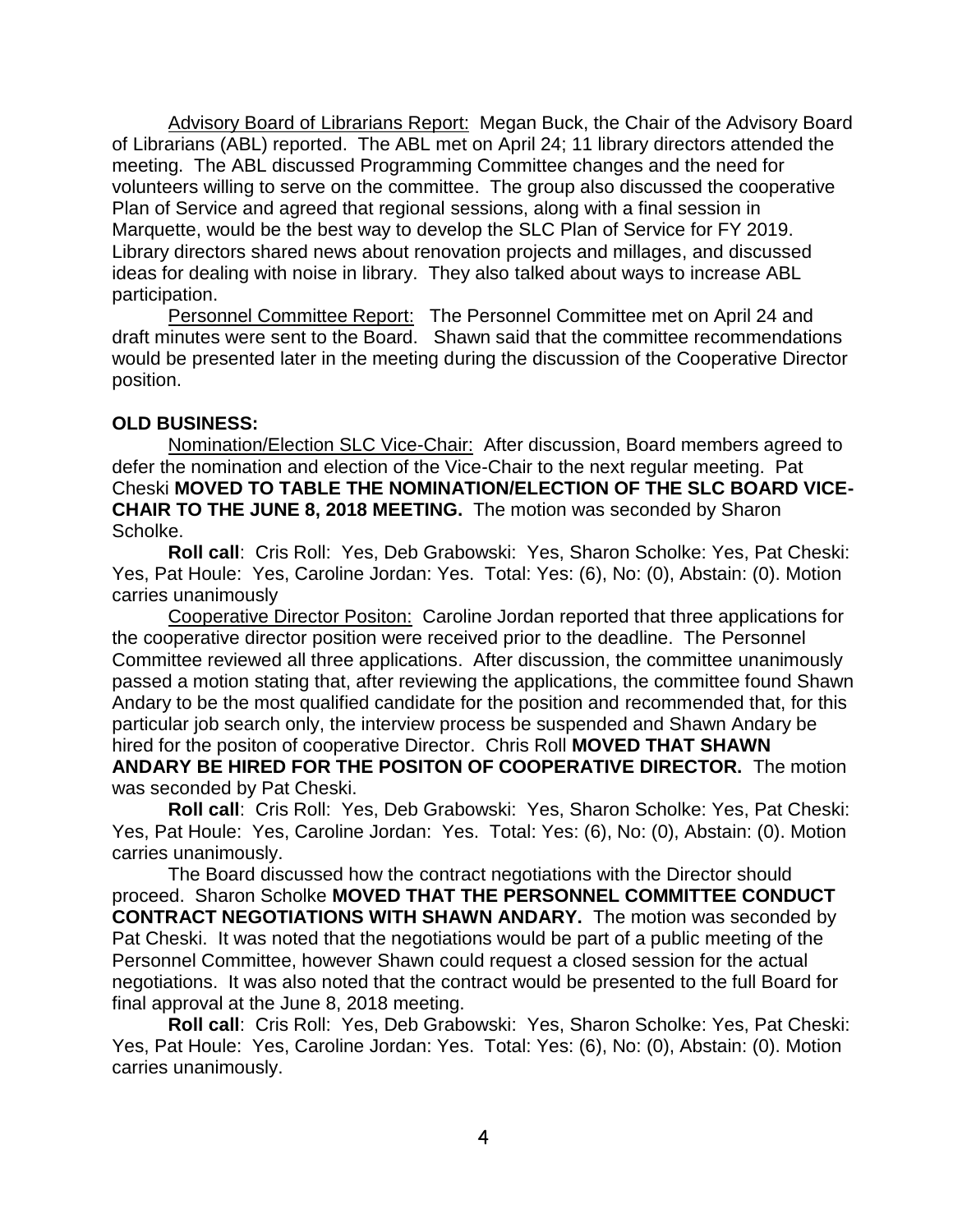Advisory Board of Librarians Report: Megan Buck, the Chair of the Advisory Board of Librarians (ABL) reported. The ABL met on April 24; 11 library directors attended the meeting. The ABL discussed Programming Committee changes and the need for volunteers willing to serve on the committee. The group also discussed the cooperative Plan of Service and agreed that regional sessions, along with a final session in Marquette, would be the best way to develop the SLC Plan of Service for FY 2019. Library directors shared news about renovation projects and millages, and discussed ideas for dealing with noise in library. They also talked about ways to increase ABL participation.

Personnel Committee Report: The Personnel Committee met on April 24 and draft minutes were sent to the Board. Shawn said that the committee recommendations would be presented later in the meeting during the discussion of the Cooperative Director position.

**OLD BUSINESS:**

Nomination/Election SLC Vice-Chair: After discussion, Board members agreed to defer the nomination and election of the Vice-Chair to the next regular meeting. Pat Cheski **MOVED TO TABLE THE NOMINATION/ELECTION OF THE SLC BOARD VICE-CHAIR TO THE JUNE 8, 2018 MEETING.** The motion was seconded by Sharon Scholke.

**Roll call**: Cris Roll: Yes, Deb Grabowski: Yes, Sharon Scholke: Yes, Pat Cheski: Yes, Pat Houle: Yes, Caroline Jordan: Yes. Total: Yes: (6), No: (0), Abstain: (0). Motion carries unanimously

Cooperative Director Positon: Caroline Jordan reported that three applications for the cooperative director position were received prior to the deadline. The Personnel Committee reviewed all three applications. After discussion, the committee unanimously passed a motion stating that, after reviewing the applications, the committee found Shawn Andary to be the most qualified candidate for the position and recommended that, for this particular job search only, the interview process be suspended and Shawn Andary be hired for the positon of cooperative Director. Chris Roll **MOVED THAT SHAWN ANDARY BE HIRED FOR THE POSITON OF COOPERATIVE DIRECTOR.** The motion was seconded by Pat Cheski.

**Roll call**: Cris Roll: Yes, Deb Grabowski: Yes, Sharon Scholke: Yes, Pat Cheski: Yes, Pat Houle: Yes, Caroline Jordan: Yes. Total: Yes: (6), No: (0), Abstain: (0). Motion carries unanimously.

The Board discussed how the contract negotiations with the Director should proceed. Sharon Scholke **MOVED THAT THE PERSONNEL COMMITTEE CONDUCT CONTRACT NEGOTIATIONS WITH SHAWN ANDARY.** The motion was seconded by Pat Cheski. It was noted that the negotiations would be part of a public meeting of the Personnel Committee, however Shawn could request a closed session for the actual negotiations. It was also noted that the contract would be presented to the full Board for final approval at the June 8, 2018 meeting.

**Roll call**: Cris Roll: Yes, Deb Grabowski: Yes, Sharon Scholke: Yes, Pat Cheski: Yes, Pat Houle: Yes, Caroline Jordan: Yes. Total: Yes: (6), No: (0), Abstain: (0). Motion carries unanimously.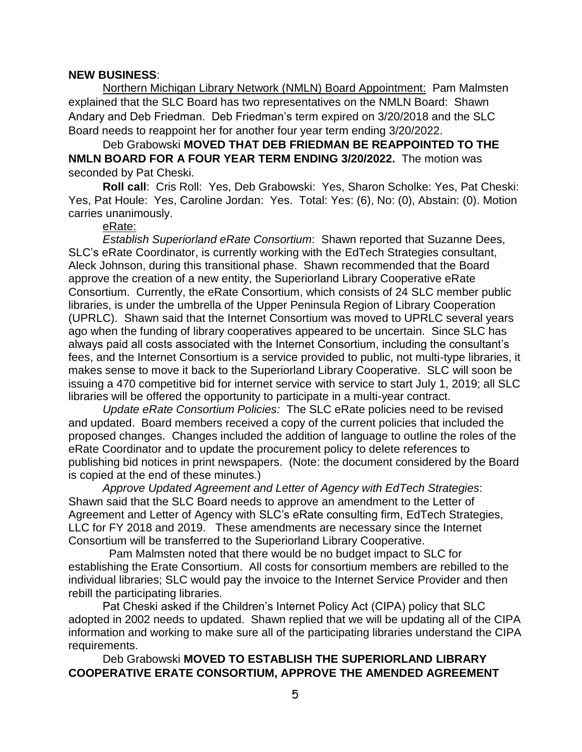**NEW BUSINESS**:

Northern Michigan Library Network (NMLN) Board Appointment: Pam Malmsten explained that the SLC Board has two representatives on the NMLN Board: Shawn Andary and Deb Friedman. Deb Friedman's term expired on 3/20/2018 and the SLC Board needs to reappoint her for another four year term ending 3/20/2022.

Deb Grabowski **MOVED THAT DEB FRIEDMAN BE REAPPOINTED TO THE NMLN BOARD FOR A FOUR YEAR TERM ENDING 3/20/2022.** The motion was seconded by Pat Cheski.

**Roll call**: Cris Roll: Yes, Deb Grabowski: Yes, Sharon Scholke: Yes, Pat Cheski: Yes, Pat Houle: Yes, Caroline Jordan: Yes. Total: Yes: (6), No: (0), Abstain: (0). Motion carries unanimously.

eRate:

*Establish Superiorland eRate Consortium*: Shawn reported that Suzanne Dees, SLC's eRate Coordinator, is currently working with the EdTech Strategies consultant, Aleck Johnson, during this transitional phase. Shawn recommended that the Board approve the creation of a new entity, the Superiorland Library Cooperative eRate Consortium. Currently, the eRate Consortium, which consists of 24 SLC member public libraries, is under the umbrella of the Upper Peninsula Region of Library Cooperation (UPRLC). Shawn said that the Internet Consortium was moved to UPRLC several years ago when the funding of library cooperatives appeared to be uncertain. Since SLC has always paid all costs associated with the Internet Consortium, including the consultant's fees, and the Internet Consortium is a service provided to public, not multi-type libraries, it makes sense to move it back to the Superiorland Library Cooperative. SLC will soon be issuing a 470 competitive bid for internet service with service to start July 1, 2019; all SLC libraries will be offered the opportunity to participate in a multi-year contract.

*Update eRate Consortium Policies:* The SLC eRate policies need to be revised and updated. Board members received a copy of the current policies that included the proposed changes. Changes included the addition of language to outline the roles of the eRate Coordinator and to update the procurement policy to delete references to publishing bid notices in print newspapers. (Note: the document considered by the Board is copied at the end of these minutes.)

*Approve Updated Agreement and Letter of Agency with EdTech Strategies*: Shawn said that the SLC Board needs to approve an amendment to the Letter of Agreement and Letter of Agency with SLC's eRate consulting firm, EdTech Strategies, LLC for FY 2018 and 2019. These amendments are necessary since the Internet Consortium will be transferred to the Superiorland Library Cooperative.

Pam Malmsten noted that there would be no budget impact to SLC for establishing the Erate Consortium. All costs for consortium members are rebilled to the individual libraries; SLC would pay the invoice to the Internet Service Provider and then rebill the participating libraries.

Pat Cheski asked if the Children's Internet Policy Act (CIPA) policy that SLC adopted in 2002 needs to updated. Shawn replied that we will be updating all of the CIPA information and working to make sure all of the participating libraries understand the CIPA requirements.

Deb Grabowski **MOVED TO ESTABLISH THE SUPERIORLAND LIBRARY COOPERATIVE ERATE CONSORTIUM, APPROVE THE AMENDED AGREEMENT**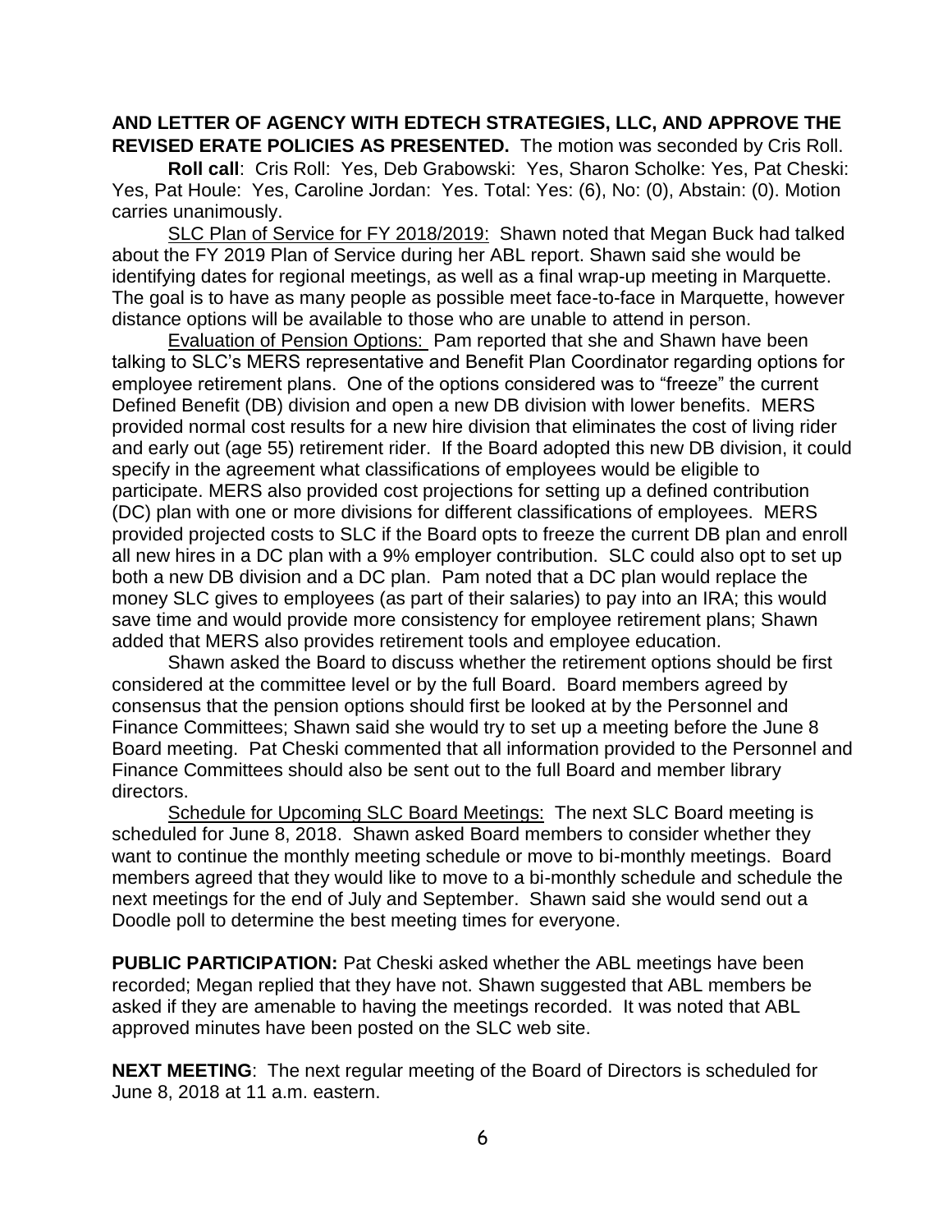**AND LETTER OF AGENCY WITH EDTECH STRATEGIES, LLC, AND APPROVE THE REVISED ERATE POLICIES AS PRESENTED.** The motion was seconded by Cris Roll.

**Roll call**: Cris Roll: Yes, Deb Grabowski: Yes, Sharon Scholke: Yes, Pat Cheski: Yes, Pat Houle: Yes, Caroline Jordan: Yes. Total: Yes: (6), No: (0), Abstain: (0). Motion carries unanimously.

<u>SLC Plan of Service for FY 2018/2019:</u> Shawn noted that Megan Buck had talked about the FY 2019 Plan of Service during her ABL report. Shawn said she would be identifying dates for regional meetings, as well as a final wrap-up meeting in Marquette. The goal is to have as many people as possible meet face-to-face in Marquette, however distance options will be available to those who are unable to attend in person.

<u>Evaluation of Pension Options:</u> Pam reported that she and Shawn have been talking to SLC's MERS representative and Benefit Plan Coordinator regarding options for employee retirement plans. One of the options considered was to "freeze" the current Defined Benefit (DB) division and open a new DB division with lower benefits. MERS provided normal cost results for a new hire division that eliminates the cost of living rider and early out (age 55) retirement rider. If the Board adopted this new DB division, it could specify in the agreement what classifications of employees would be eligible to participate. MERS also provided cost projections for setting up a defined contribution (DC) plan with one or more divisions for different classifications of employees. MERS provided projected costs to SLC if the Board opts to freeze the current DB plan and enroll all new hires in a DC plan with a 9% employer contribution. SLC could also opt to set up both a new DB division and a DC plan. Pam noted that a DC plan would replace the money SLC gives to employees (as part of their salaries) to pay into an IRA; this would save time and would provide more consistency for employee retirement plans; Shawn added that MERS also provides retirement tools and employee education.

Shawn asked the Board to discuss whether the retirement options should be first considered at the committee level or by the full Board. Board members agreed by consensus that the pension options should first be looked at by the Personnel and Finance Committees; Shawn said she would try to set up a meeting before the June 8 Board meeting. Pat Cheski commented that all information provided to the Personnel and Finance Committees should also be sent out to the full Board and member library directors.

<u>Schedule for Upcoming SLC Board Meetings:</u> The next SLC Board meeting is scheduled for June 8, 2018. Shawn asked Board members to consider whether they want to continue the monthly meeting schedule or move to bi-monthly meetings. Board members agreed that they would like to move to a bi-monthly schedule and schedule the next meetings for the end of July and September. Shawn said she would send out a Doodle poll to determine the best meeting times for everyone.

**PUBLIC PARTICIPATION:** Pat Cheski asked whether the ABL meetings have been recorded; Megan replied that they have not. Shawn suggested that ABL members be asked if they are amenable to having the meetings recorded. It was noted that ABL approved minutes have been posted on the SLC web site.

**NEXT MEETING**: The next regular meeting of the Board of Directors is scheduled for June 8, 2018 at 11 a.m. eastern.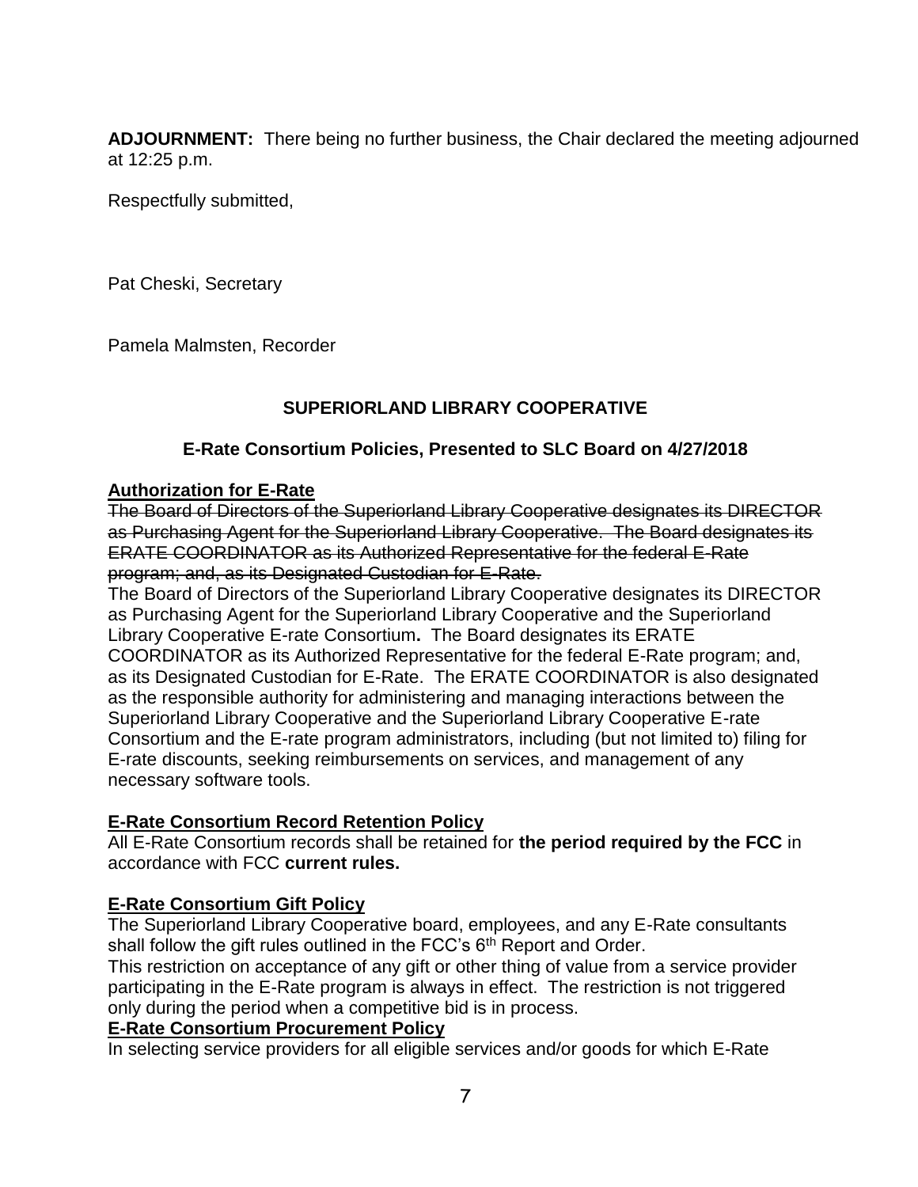**ADJOURNMENT:** There being no further business, the Chair declared the meeting adjourned at 12:25 p.m.

Respectfully submitted,

Pat Cheski, Secretary

Pamela Malmsten, Recorder

## SUPERIORLAND LIBRARY COOPERATIVE

### E-Rate Consortium Policies, Presented to SLC Board on 4/27/2018

**Authorization for E-Rate**

~~The Board of Directors of the Superiorland Library Cooperative designates its DIRECTOR as Purchasing Agent for the Superiorland Library Cooperative. The Board designates its ERATE COORDINATOR as its Authorized Representative for the federal E-Rate program; and, as its Designated Custodian for E-Rate.~~

The Board of Directors of the Superiorland Library Cooperative designates its DIRECTOR as Purchasing Agent for the Superiorland Library Cooperative and the Superiorland Library Cooperative E-rate Consortium**.** The Board designates its ERATE COORDINATOR as its Authorized Representative for the federal E-Rate program; and, as its Designated Custodian for E-Rate. The ERATE COORDINATOR is also designated as the responsible authority for administering and managing interactions between the Superiorland Library Cooperative and the Superiorland Library Cooperative E-rate Consortium and the E-rate program administrators, including (but not limited to) filing for E-rate discounts, seeking reimbursements on services, and management of any necessary software tools.

**E-Rate Consortium Record Retention Policy**

All E-Rate Consortium records shall be retained for **the period required by the FCC** in accordance with FCC **current rules.**

**E-Rate Consortium Gift Policy**

The Superiorland Library Cooperative board, employees, and any E-Rate consultants shall follow the gift rules outlined in the FCC's 6th Report and Order.

This restriction on acceptance of any gift or other thing of value from a service provider participating in the E-Rate program is always in effect. The restriction is not triggered only during the period when a competitive bid is in process.

**E-Rate Consortium Procurement Policy**

In selecting service providers for all eligible services and/or goods for which E-Rate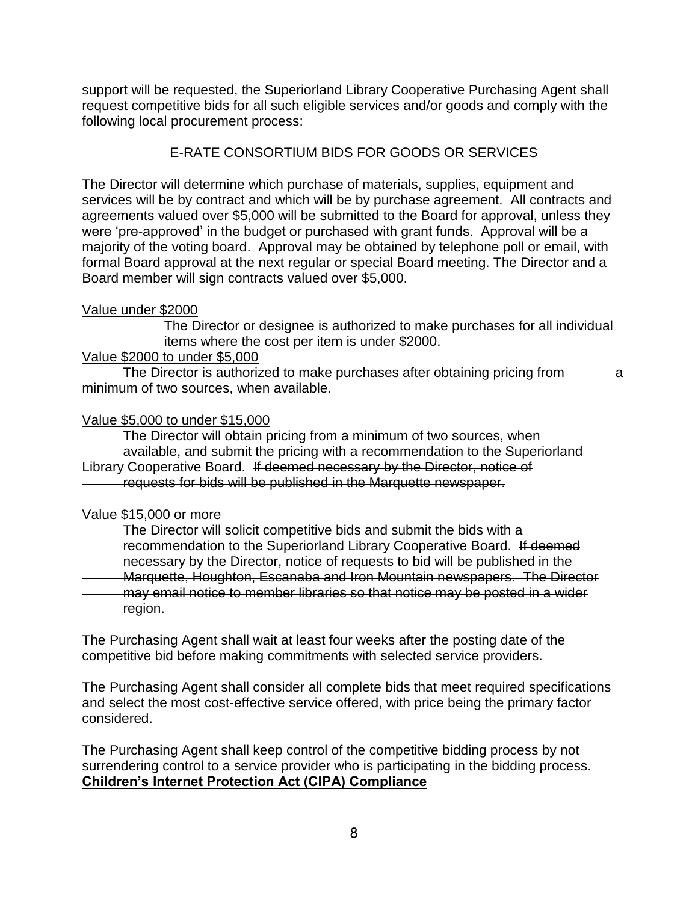support will be requested, the Superiorland Library Cooperative Purchasing Agent shall request competitive bids for all such eligible services and/or goods and comply with the following local procurement process:

E-RATE CONSORTIUM BIDS FOR GOODS OR SERVICES

The Director will determine which purchase of materials, supplies, equipment and services will be by contract and which will be by purchase agreement. All contracts and agreements valued over $5,000 will be submitted to the Board for approval, unless they were 'pre-approved' in the budget or purchased with grant funds. Approval will be a majority of the voting board. Approval may be obtained by telephone poll or email, with formal Board approval at the next regular or special Board meeting. The Director and a Board member will sign contracts valued over $5,000.

<u>Value under $2000</u>

The Director or designee is authorized to make purchases for all individual items where the cost per item is under $2000.

<u>Value $2000 to under $5,000</u>

The Director is authorized to make purchases after obtaining pricing from a minimum of two sources, when available.

<u>Value $5,000 to under $15,000</u>

The Director will obtain pricing from a minimum of two sources, when available, and submit the pricing with a recommendation to the Superiorland Library Cooperative Board. ~~If deemed necessary by the Director, notice of requests for bids will be published in the Marquette newspaper.~~

<u>Value $15,000 or more</u>

The Director will solicit competitive bids and submit the bids with a recommendation to the Superiorland Library Cooperative Board. ~~If deemed necessary by the Director, notice of requests to bid will be published in the Marquette, Houghton, Escanaba and Iron Mountain newspapers. The Director may email notice to member libraries so that notice may be posted in a wider region.~~

The Purchasing Agent shall wait at least four weeks after the posting date of the competitive bid before making commitments with selected service providers.

The Purchasing Agent shall consider all complete bids that meet required specifications and select the most cost-effective service offered, with price being the primary factor considered.

The Purchasing Agent shall keep control of the competitive bidding process by not surrendering control to a service provider who is participating in the bidding process.

**<u>Children's Internet Protection Act (CIPA) Compliance</u>**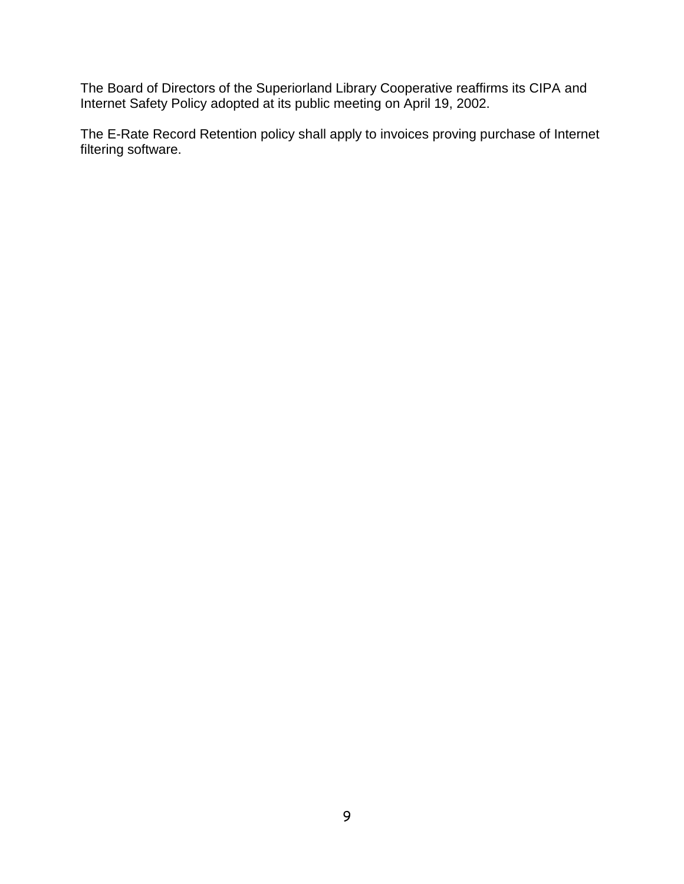The Board of Directors of the Superiorland Library Cooperative reaffirms its CIPA and Internet Safety Policy adopted at its public meeting on April 19, 2002.

The E-Rate Record Retention policy shall apply to invoices proving purchase of Internet filtering software.